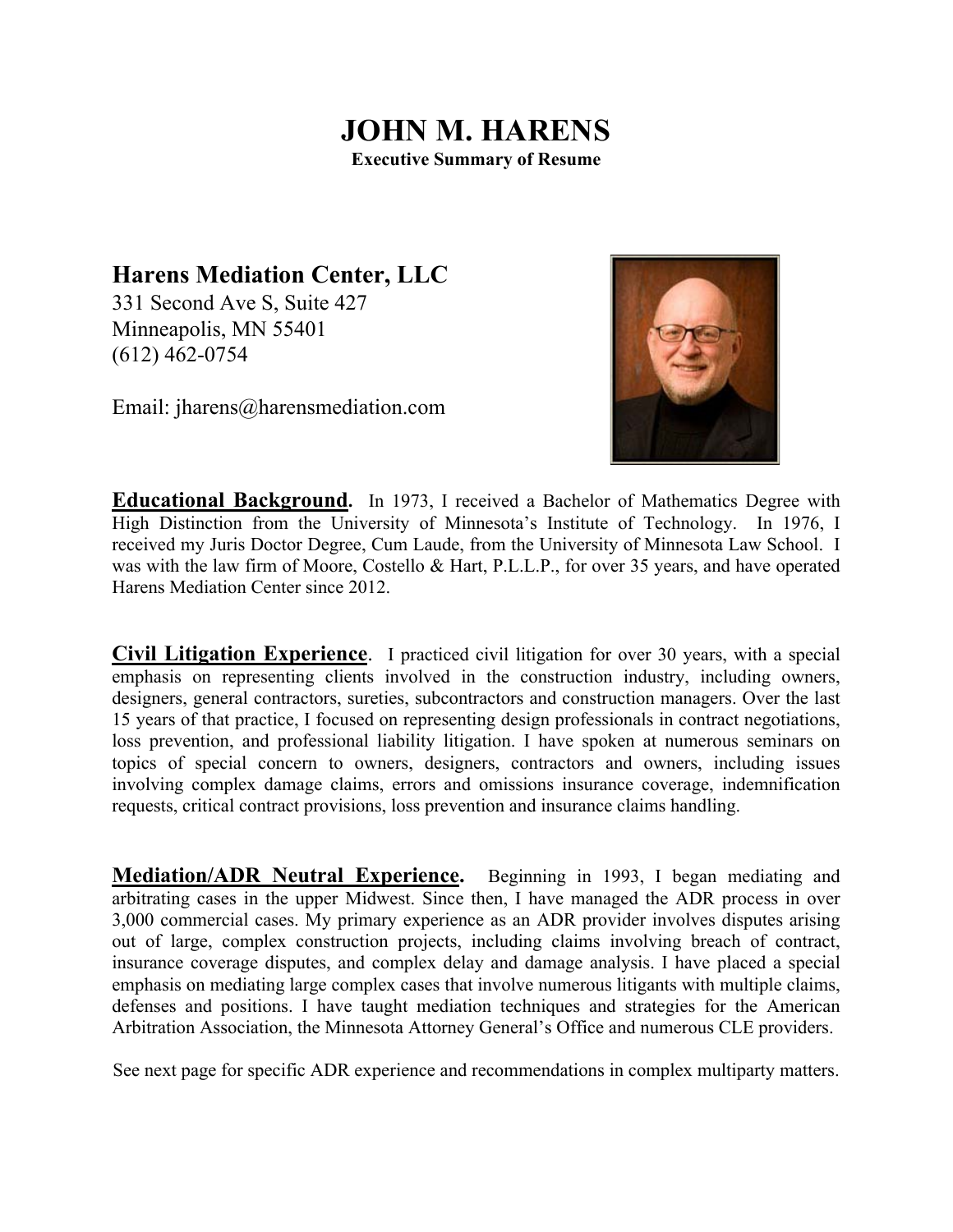# JOHN M. HARENS

**Executive Summary of Resume**

## Harens Mediation Center, LLC

331 Second Ave S, Suite 427
Minneapolis, MN 55401
(612) 462-0754

Email: jharens@harensmediation.com

**Educational Background.** In 1973, I received a Bachelor of Mathematics Degree with High Distinction from the University of Minnesota's Institute of Technology. In 1976, I received my Juris Doctor Degree, Cum Laude, from the University of Minnesota Law School. I was with the law firm of Moore, Costello & Hart, P.L.L.P., for over 35 years, and have operated Harens Mediation Center since 2012.

**Civil Litigation Experience**. I practiced civil litigation for over 30 years, with a special emphasis on representing clients involved in the construction industry, including owners, designers, general contractors, sureties, subcontractors and construction managers. Over the last 15 years of that practice, I focused on representing design professionals in contract negotiations, loss prevention, and professional liability litigation. I have spoken at numerous seminars on topics of special concern to owners, designers, contractors and owners, including issues involving complex damage claims, errors and omissions insurance coverage, indemnification requests, critical contract provisions, loss prevention and insurance claims handling.

**Mediation/ADR Neutral Experience.** Beginning in 1993, I began mediating and arbitrating cases in the upper Midwest. Since then, I have managed the ADR process in over 3,000 commercial cases. My primary experience as an ADR provider involves disputes arising out of large, complex construction projects, including claims involving breach of contract, insurance coverage disputes, and complex delay and damage analysis. I have placed a special emphasis on mediating large complex cases that involve numerous litigants with multiple claims, defenses and positions. I have taught mediation techniques and strategies for the American Arbitration Association, the Minnesota Attorney General's Office and numerous CLE providers.

See next page for specific ADR experience and recommendations in complex multiparty matters.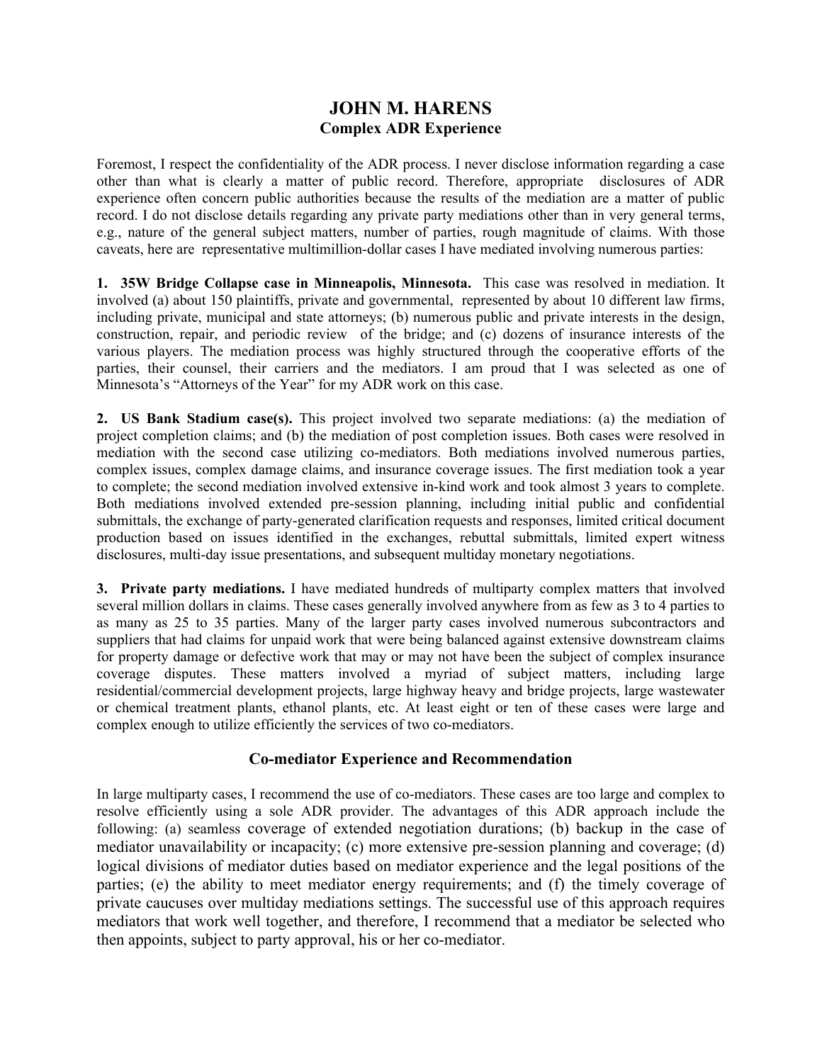# JOHN M. HARENS

## Complex ADR Experience

Foremost, I respect the confidentiality of the ADR process. I never disclose information regarding a case other than what is clearly a matter of public record. Therefore, appropriate disclosures of ADR experience often concern public authorities because the results of the mediation are a matter of public record. I do not disclose details regarding any private party mediations other than in very general terms, e.g., nature of the general subject matters, number of parties, rough magnitude of claims. With those caveats, here are representative multimillion-dollar cases I have mediated involving numerous parties:

**1. 35W Bridge Collapse case in Minneapolis, Minnesota.** This case was resolved in mediation. It involved (a) about 150 plaintiffs, private and governmental, represented by about 10 different law firms, including private, municipal and state attorneys; (b) numerous public and private interests in the design, construction, repair, and periodic review of the bridge; and (c) dozens of insurance interests of the various players. The mediation process was highly structured through the cooperative efforts of the parties, their counsel, their carriers and the mediators. I am proud that I was selected as one of Minnesota's "Attorneys of the Year" for my ADR work on this case.

**2. US Bank Stadium case(s).** This project involved two separate mediations: (a) the mediation of project completion claims; and (b) the mediation of post completion issues. Both cases were resolved in mediation with the second case utilizing co-mediators. Both mediations involved numerous parties, complex issues, complex damage claims, and insurance coverage issues. The first mediation took a year to complete; the second mediation involved extensive in-kind work and took almost 3 years to complete. Both mediations involved extended pre-session planning, including initial public and confidential submittals, the exchange of party-generated clarification requests and responses, limited critical document production based on issues identified in the exchanges, rebuttal submittals, limited expert witness disclosures, multi-day issue presentations, and subsequent multiday monetary negotiations.

**3. Private party mediations.** I have mediated hundreds of multiparty complex matters that involved several million dollars in claims. These cases generally involved anywhere from as few as 3 to 4 parties to as many as 25 to 35 parties. Many of the larger party cases involved numerous subcontractors and suppliers that had claims for unpaid work that were being balanced against extensive downstream claims for property damage or defective work that may or may not have been the subject of complex insurance coverage disputes. These matters involved a myriad of subject matters, including large residential/commercial development projects, large highway heavy and bridge projects, large wastewater or chemical treatment plants, ethanol plants, etc. At least eight or ten of these cases were large and complex enough to utilize efficiently the services of two co-mediators.

## Co-mediator Experience and Recommendation

In large multiparty cases, I recommend the use of co-mediators. These cases are too large and complex to resolve efficiently using a sole ADR provider. The advantages of this ADR approach include the following: (a) seamless coverage of extended negotiation durations; (b) backup in the case of mediator unavailability or incapacity; (c) more extensive pre-session planning and coverage; (d) logical divisions of mediator duties based on mediator experience and the legal positions of the parties; (e) the ability to meet mediator energy requirements; and (f) the timely coverage of private caucuses over multiday mediations settings. The successful use of this approach requires mediators that work well together, and therefore, I recommend that a mediator be selected who then appoints, subject to party approval, his or her co-mediator.